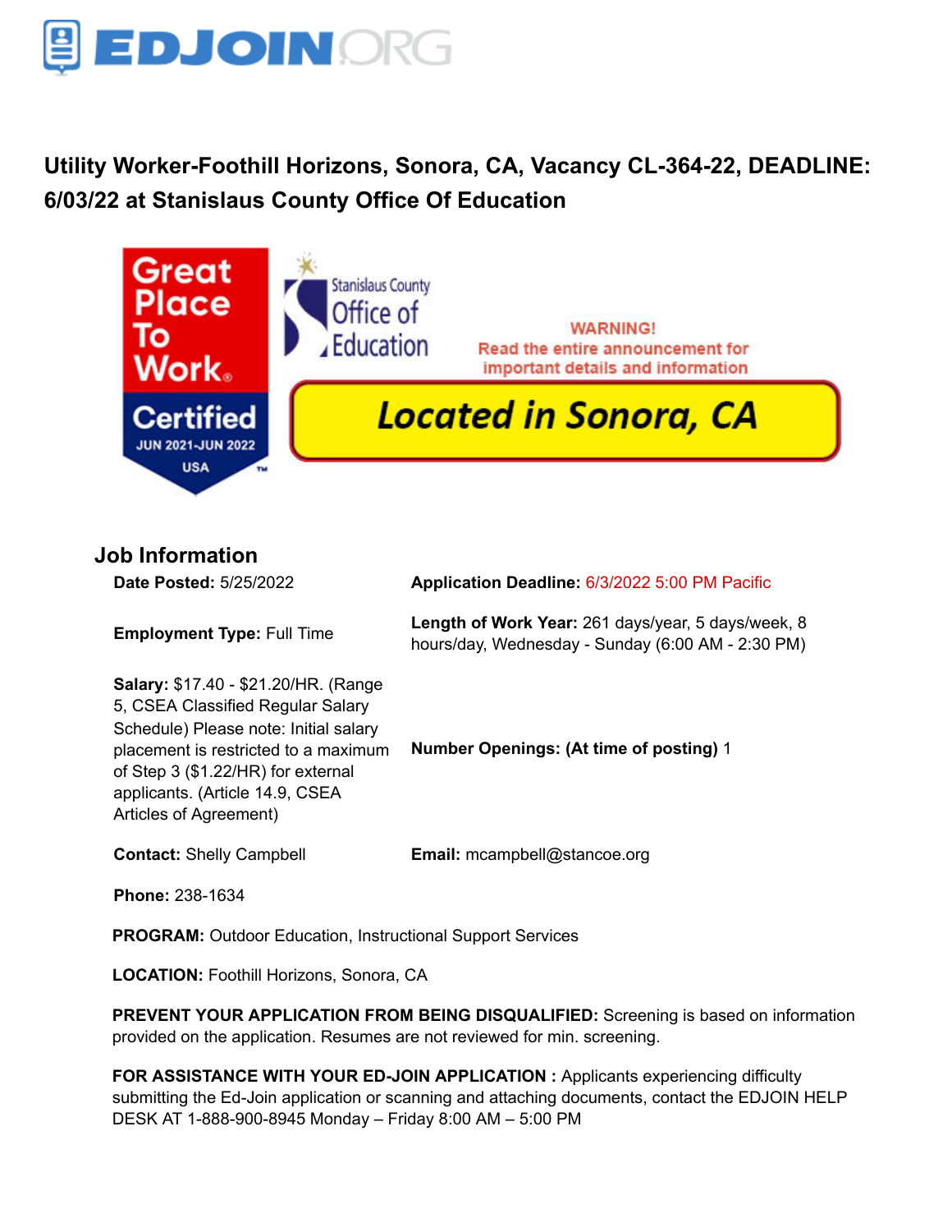# Utility Worker-Foothill Horizons, Sonora, CA, Vacancy CL-364-22, DEADLINE: 6/03/22 at Stanislaus County Office Of Education

Great Place To Work. Certified JUN 2021-JUN 2022 USA

Stanislaus County Office of Education

WARNING!
Read the entire announcement for important details and information

**Located in Sonora, CA**

## Job Information

**Date Posted:** 5/25/2022

**Application Deadline:** 6/3/2022 5:00 PM Pacific

**Employment Type:** Full Time

**Length of Work Year:** 261 days/year, 5 days/week, 8 hours/day, Wednesday - Sunday (6:00 AM - 2:30 PM)

**Salary:** $17.40 - $21.20/HR. (Range 5, CSEA Classified Regular Salary Schedule) Please note: Initial salary placement is restricted to a maximum of Step 3 ($1.22/HR) for external applicants. (Article 14.9, CSEA Articles of Agreement)

**Number Openings: (At time of posting)** 1

**Contact:** Shelly Campbell

**Email:** mcampbell@stancoe.org

**Phone:** 238-1634

**PROGRAM:** Outdoor Education, Instructional Support Services

**LOCATION:** Foothill Horizons, Sonora, CA

**PREVENT YOUR APPLICATION FROM BEING DISQUALIFIED:** Screening is based on information provided on the application. Resumes are not reviewed for min. screening.

**FOR ASSISTANCE WITH YOUR ED-JOIN APPLICATION :** Applicants experiencing difficulty submitting the Ed-Join application or scanning and attaching documents, contact the EDJOIN HELP DESK AT 1-888-900-8945 Monday – Friday 8:00 AM – 5:00 PM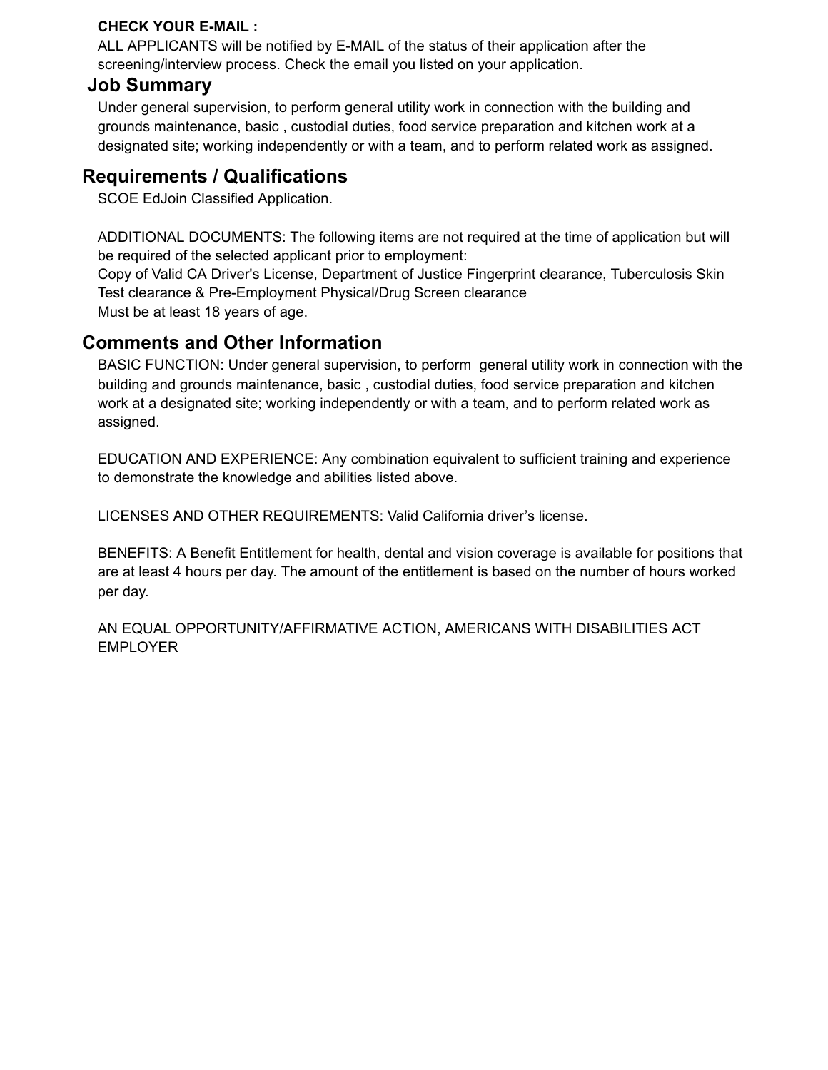**CHECK YOUR E-MAIL :**

ALL APPLICANTS will be notified by E-MAIL of the status of their application after the screening/interview process. Check the email you listed on your application.

## Job Summary

Under general supervision, to perform general utility work in connection with the building and grounds maintenance, basic , custodial duties, food service preparation and kitchen work at a designated site; working independently or with a team, and to perform related work as assigned.

## Requirements / Qualifications

SCOE EdJoin Classified Application.

ADDITIONAL DOCUMENTS: The following items are not required at the time of application but will be required of the selected applicant prior to employment:
Copy of Valid CA Driver's License, Department of Justice Fingerprint clearance, Tuberculosis Skin Test clearance & Pre-Employment Physical/Drug Screen clearance
Must be at least 18 years of age.

## Comments and Other Information

BASIC FUNCTION: Under general supervision, to perform general utility work in connection with the building and grounds maintenance, basic , custodial duties, food service preparation and kitchen work at a designated site; working independently or with a team, and to perform related work as assigned.

EDUCATION AND EXPERIENCE: Any combination equivalent to sufficient training and experience to demonstrate the knowledge and abilities listed above.

LICENSES AND OTHER REQUIREMENTS: Valid California driver's license.

BENEFITS: A Benefit Entitlement for health, dental and vision coverage is available for positions that are at least 4 hours per day. The amount of the entitlement is based on the number of hours worked per day.

AN EQUAL OPPORTUNITY/AFFIRMATIVE ACTION, AMERICANS WITH DISABILITIES ACT EMPLOYER